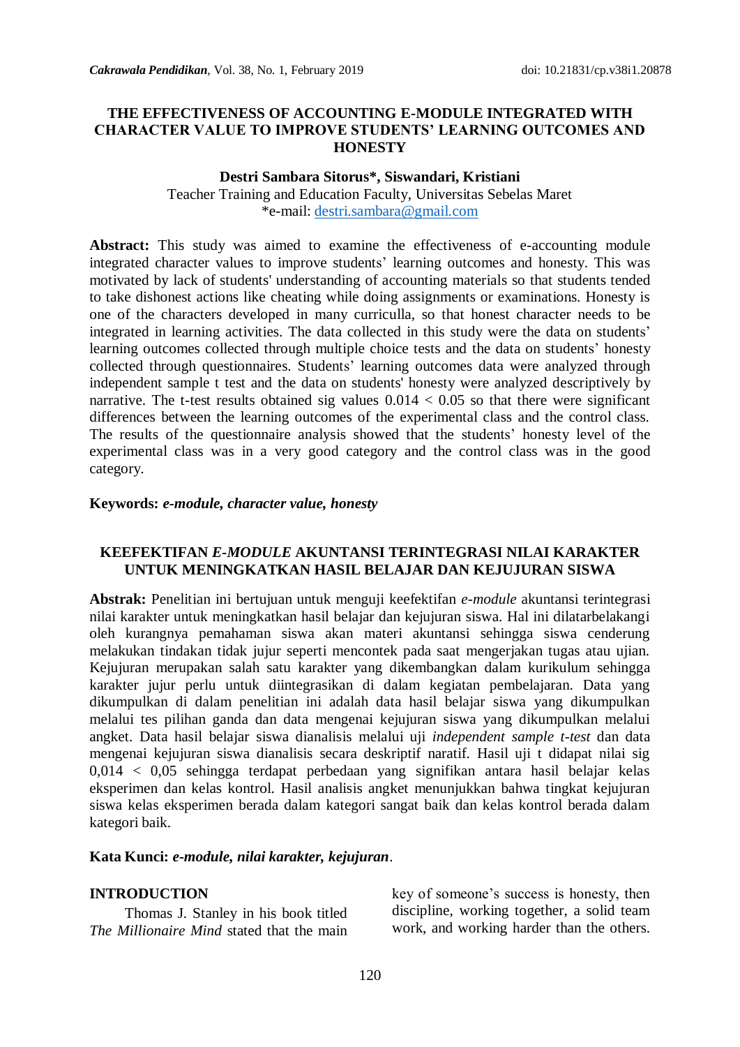# THE EFFECTIVENESS OF ACCOUNTING E-MODULE INTEGRATED WITH CHARACTER VALUE TO IMPROVE STUDENTS' LEARNING OUTCOMES AND HONESTY

**Destri Sambara Sitorus\*, Siswandari, Kristiani**

Teacher Training and Education Faculty, Universitas Sebelas Maret

\*e-mail: destri.sambara@gmail.com

**Abstract:** This study was aimed to examine the effectiveness of e-accounting module integrated character values to improve students' learning outcomes and honesty. This was motivated by lack of students' understanding of accounting materials so that students tended to take dishonest actions like cheating while doing assignments or examinations. Honesty is one of the characters developed in many curriculla, so that honest character needs to be integrated in learning activities. The data collected in this study were the data on students' learning outcomes collected through multiple choice tests and the data on students' honesty collected through questionnaires. Students' learning outcomes data were analyzed through independent sample t test and the data on students' honesty were analyzed descriptively by narrative. The t-test results obtained sig values $0.014 < 0.05$ so that there were significant differences between the learning outcomes of the experimental class and the control class. The results of the questionnaire analysis showed that the students' honesty level of the experimental class was in a very good category and the control class was in the good category.

**Keywords:** ***e-module, character value, honesty***

# KEEFEKTIFAN *E-MODULE* AKUNTANSI TERINTEGRASI NILAI KARAKTER UNTUK MENINGKATKAN HASIL BELAJAR DAN KEJUJURAN SISWA

**Abstrak:** Penelitian ini bertujuan untuk menguji keefektifan *e-module* akuntansi terintegrasi nilai karakter untuk meningkatkan hasil belajar dan kejujuran siswa. Hal ini dilatarbelakangi oleh kurangnya pemahaman siswa akan materi akuntansi sehingga siswa cenderung melakukan tindakan tidak jujur seperti mencontek pada saat mengerjakan tugas atau ujian. Kejujuran merupakan salah satu karakter yang dikembangkan dalam kurikulum sehingga karakter jujur perlu untuk diintegrasikan di dalam kegiatan pembelajaran. Data yang dikumpulkan di dalam penelitian ini adalah data hasil belajar siswa yang dikumpulkan melalui tes pilihan ganda dan data mengenai kejujuran siswa yang dikumpulkan melalui angket. Data hasil belajar siswa dianalisis melalui uji *independent sample t-test* dan data mengenai kejujuran siswa dianalisis secara deskriptif naratif. Hasil uji t didapat nilai sig $0{,}014 < 0{,}05$ sehingga terdapat perbedaan yang signifikan antara hasil belajar kelas eksperimen dan kelas kontrol. Hasil analisis angket menunjukkan bahwa tingkat kejujuran siswa kelas eksperimen berada dalam kategori sangat baik dan kelas kontrol berada dalam kategori baik.

**Kata Kunci:** ***e-module, nilai karakter, kejujuran***.

## INTRODUCTION

Thomas J. Stanley in his book titled *The Millionaire Mind* stated that the main key of someone's success is honesty, then discipline, working together, a solid team work, and working harder than the others.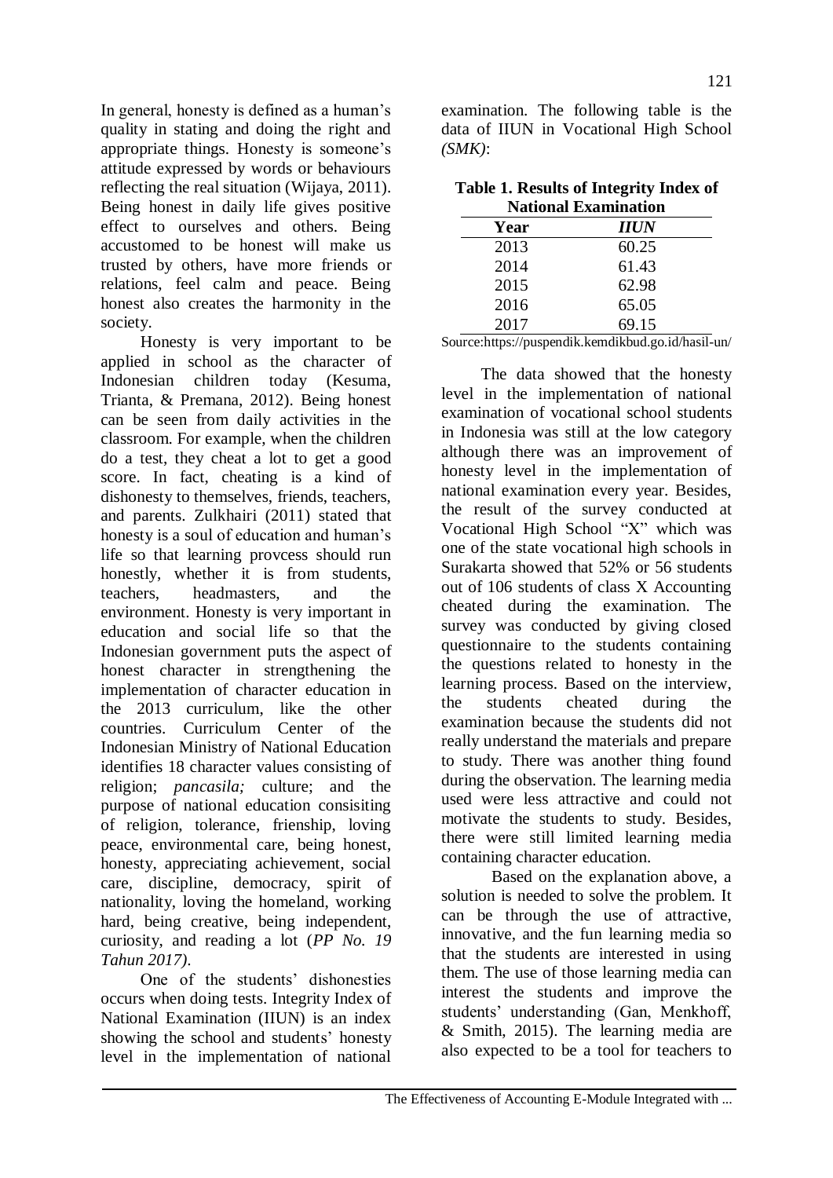In general, honesty is defined as a human's quality in stating and doing the right and appropriate things. Honesty is someone's attitude expressed by words or behaviours reflecting the real situation (Wijaya, 2011). Being honest in daily life gives positive effect to ourselves and others. Being accustomed to be honest will make us trusted by others, have more friends or relations, feel calm and peace. Being honest also creates the harmony in the society.

Honesty is very important to be applied in school as the character of Indonesian children today (Kesuma, Trianta, & Premana, 2012). Being honest can be seen from daily activities in the classroom. For example, when the children do a test, they cheat a lot to get a good score. In fact, cheating is a kind of dishonesty to themselves, friends, teachers, and parents. Zulkhairi (2011) stated that honesty is a soul of education and human's life so that learning provcess should run honestly, whether it is from students, teachers, headmasters, and the environment. Honesty is very important in education and social life so that the Indonesian government puts the aspect of honest character in strengthening the implementation of character education in the 2013 curriculum, like the other countries. Curriculum Center of the Indonesian Ministry of National Education identifies 18 character values consisting of religion; *pancasila;* culture; and the purpose of national education consisiting of religion, tolerance, frienship, loving peace, environmental care, being honest, honesty, appreciating achievement, social care, discipline, democracy, spirit of nationality, loving the homeland, working hard, being creative, being independent, curiosity, and reading a lot (*PP No. 19 Tahun 2017)*.

One of the students' dishonesties occurs when doing tests. Integrity Index of National Examination (IIUN) is an index showing the school and students' honesty level in the implementation of national examination. The following table is the data of IIUN in Vocational High School *(SMK)*:

**Table 1. Results of Integrity Index of National Examination**

| Year | *IIUN* |
|---|---|
| 2013 | 60.25 |
| 2014 | 61.43 |
| 2015 | 62.98 |
| 2016 | 65.05 |
| 2017 | 69.15 |

Source:https://puspendik.kemdikbud.go.id/hasil-un/

The data showed that the honesty level in the implementation of national examination of vocational school students in Indonesia was still at the low category although there was an improvement of honesty level in the implementation of national examination every year. Besides, the result of the survey conducted at Vocational High School "X" which was one of the state vocational high schools in Surakarta showed that 52% or 56 students out of 106 students of class X Accounting cheated during the examination. The survey was conducted by giving closed questionnaire to the students containing the questions related to honesty in the learning process. Based on the interview, the students cheated during the examination because the students did not really understand the materials and prepare to study. There was another thing found during the observation. The learning media used were less attractive and could not motivate the students to study. Besides, there were still limited learning media containing character education.

Based on the explanation above, a solution is needed to solve the problem. It can be through the use of attractive, innovative, and the fun learning media so that the students are interested in using them. The use of those learning media can interest the students and improve the students' understanding (Gan, Menkhoff, & Smith, 2015). The learning media are also expected to be a tool for teachers to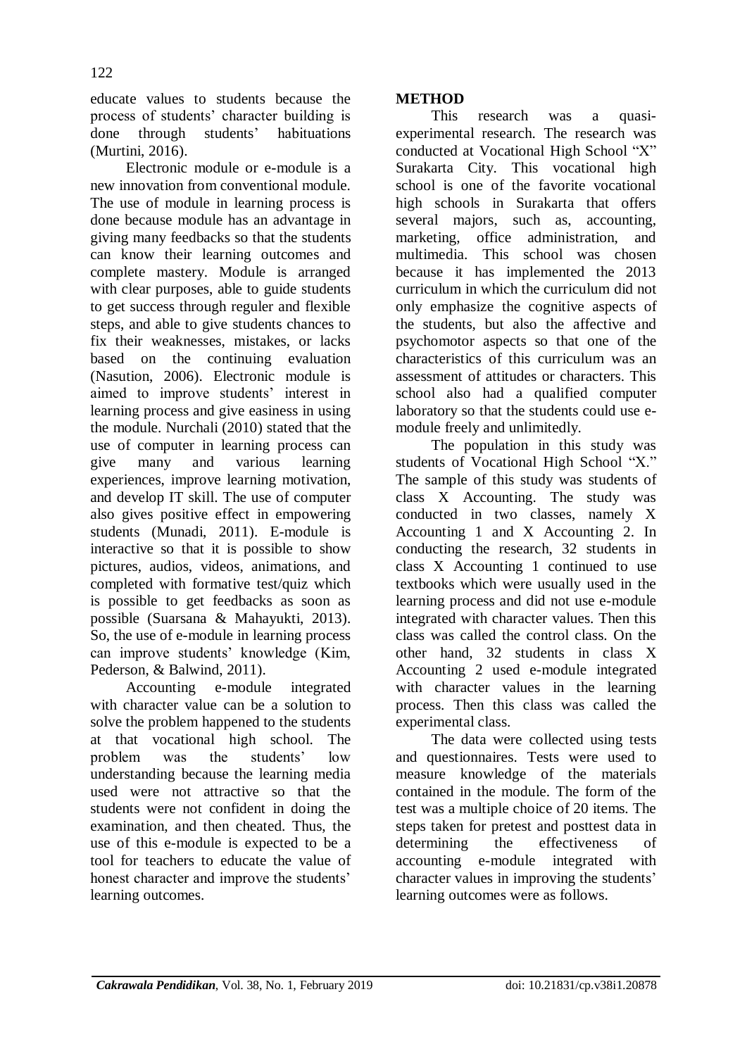educate values to students because the process of students' character building is done through students' habituations (Murtini, 2016).

Electronic module or e-module is a new innovation from conventional module. The use of module in learning process is done because module has an advantage in giving many feedbacks so that the students can know their learning outcomes and complete mastery. Module is arranged with clear purposes, able to guide students to get success through reguler and flexible steps, and able to give students chances to fix their weaknesses, mistakes, or lacks based on the continuing evaluation (Nasution, 2006). Electronic module is aimed to improve students' interest in learning process and give easiness in using the module. Nurchali (2010) stated that the use of computer in learning process can give many and various learning experiences, improve learning motivation, and develop IT skill. The use of computer also gives positive effect in empowering students (Munadi, 2011). E-module is interactive so that it is possible to show pictures, audios, videos, animations, and completed with formative test/quiz which is possible to get feedbacks as soon as possible (Suarsana & Mahayukti, 2013). So, the use of e-module in learning process can improve students' knowledge (Kim, Pederson, & Balwind, 2011).

Accounting e-module integrated with character value can be a solution to solve the problem happened to the students at that vocational high school. The problem was the students' low understanding because the learning media used were not attractive so that the students were not confident in doing the examination, and then cheated. Thus, the use of this e-module is expected to be a tool for teachers to educate the value of honest character and improve the students' learning outcomes.

## METHOD

This research was a quasi-experimental research. The research was conducted at Vocational High School "X" Surakarta City. This vocational high school is one of the favorite vocational high schools in Surakarta that offers several majors, such as, accounting, marketing, office administration, and multimedia. This school was chosen because it has implemented the 2013 curriculum in which the curriculum did not only emphasize the cognitive aspects of the students, but also the affective and psychomotor aspects so that one of the characteristics of this curriculum was an assessment of attitudes or characters. This school also had a qualified computer laboratory so that the students could use e-module freely and unlimitedly.

The population in this study was students of Vocational High School "X." The sample of this study was students of class X Accounting. The study was conducted in two classes, namely X Accounting 1 and X Accounting 2. In conducting the research, 32 students in class X Accounting 1 continued to use textbooks which were usually used in the learning process and did not use e-module integrated with character values. Then this class was called the control class. On the other hand, 32 students in class X Accounting 2 used e-module integrated with character values in the learning process. Then this class was called the experimental class.

The data were collected using tests and questionnaires. Tests were used to measure knowledge of the materials contained in the module. The form of the test was a multiple choice of 20 items. The steps taken for pretest and posttest data in determining the effectiveness of accounting e-module integrated with character values in improving the students' learning outcomes were as follows.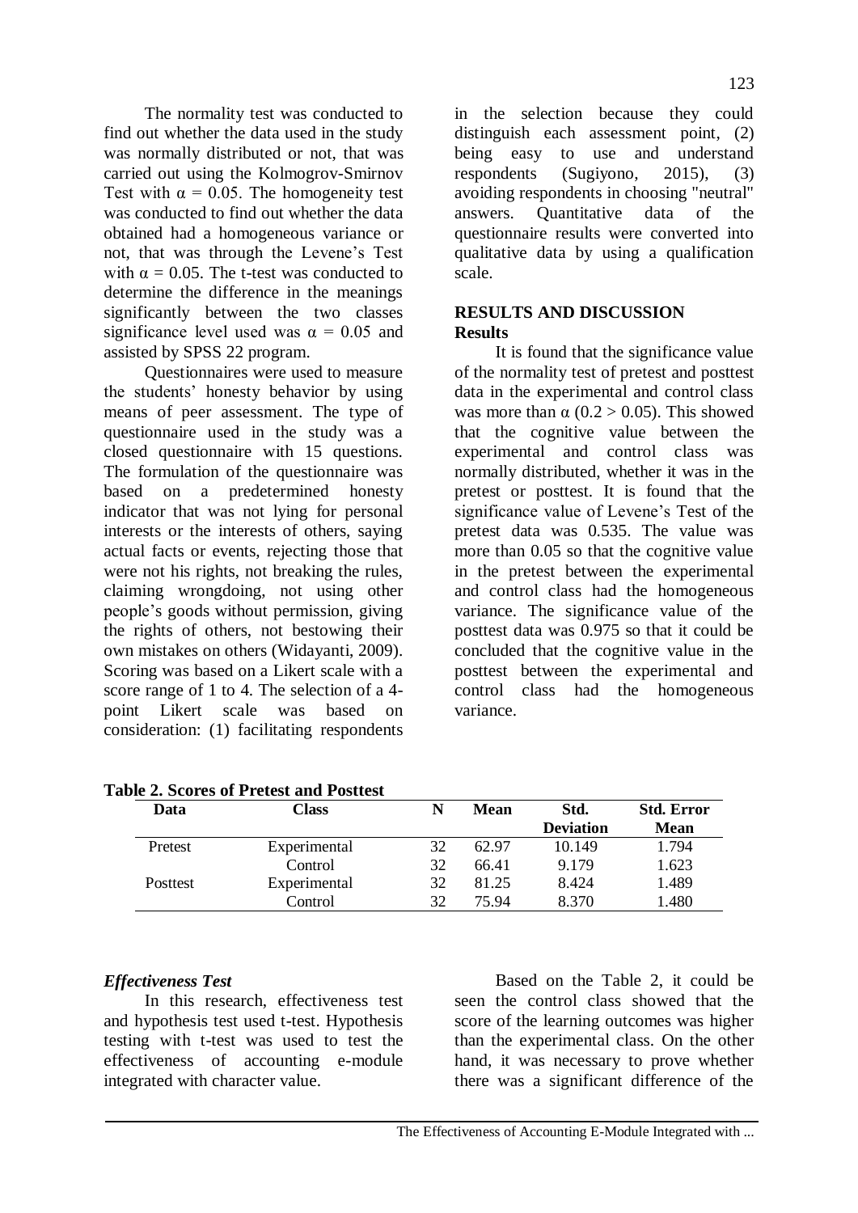The normality test was conducted to find out whether the data used in the study was normally distributed or not, that was carried out using the Kolmogrov-Smirnov Test with $\alpha = 0.05$. The homogeneity test was conducted to find out whether the data obtained had a homogeneous variance or not, that was through the Levene's Test with $\alpha = 0.05$. The t-test was conducted to determine the difference in the meanings significantly between the two classes significance level used was $\alpha = 0.05$ and assisted by SPSS 22 program.

Questionnaires were used to measure the students' honesty behavior by using means of peer assessment. The type of questionnaire used in the study was a closed questionnaire with 15 questions. The formulation of the questionnaire was based on a predetermined honesty indicator that was not lying for personal interests or the interests of others, saying actual facts or events, rejecting those that were not his rights, not breaking the rules, claiming wrongdoing, not using other people's goods without permission, giving the rights of others, not bestowing their own mistakes on others (Widayanti, 2009). Scoring was based on a Likert scale with a score range of 1 to 4. The selection of a 4-point Likert scale was based on consideration: (1) facilitating respondents in the selection because they could distinguish each assessment point, (2) being easy to use and understand respondents (Sugiyono, 2015), (3) avoiding respondents in choosing "neutral" answers. Quantitative data of the questionnaire results were converted into qualitative data by using a qualification scale.

## RESULTS AND DISCUSSION

### Results

It is found that the significance value of the normality test of pretest and posttest data in the experimental and control class was more than $\alpha$ ($0.2 > 0.05$). This showed that the cognitive value between the experimental and control class was normally distributed, whether it was in the pretest or posttest. It is found that the significance value of Levene's Test of the pretest data was 0.535. The value was more than 0.05 so that the cognitive value in the pretest between the experimental and control class had the homogeneous variance. The significance value of the posttest data was 0.975 so that it could be concluded that the cognitive value in the posttest between the experimental and control class had the homogeneous variance.

**Table 2. Scores of Pretest and Posttest**

| Data | Class | N | Mean | Std. Deviation | Std. Error Mean |
|---|---|---|---|---|---|
| Pretest | Experimental | 32 | 62.97 | 10.149 | 1.794 |
| | Control | 32 | 66.41 | 9.179 | 1.623 |
| Posttest | Experimental | 32 | 81.25 | 8.424 | 1.489 |
| | Control | 32 | 75.94 | 8.370 | 1.480 |

### *Effectiveness Test*

In this research, effectiveness test and hypothesis test used t-test. Hypothesis testing with t-test was used to test the effectiveness of accounting e-module integrated with character value.

Based on the Table 2, it could be seen the control class showed that the score of the learning outcomes was higher than the experimental class. On the other hand, it was necessary to prove whether there was a significant difference of the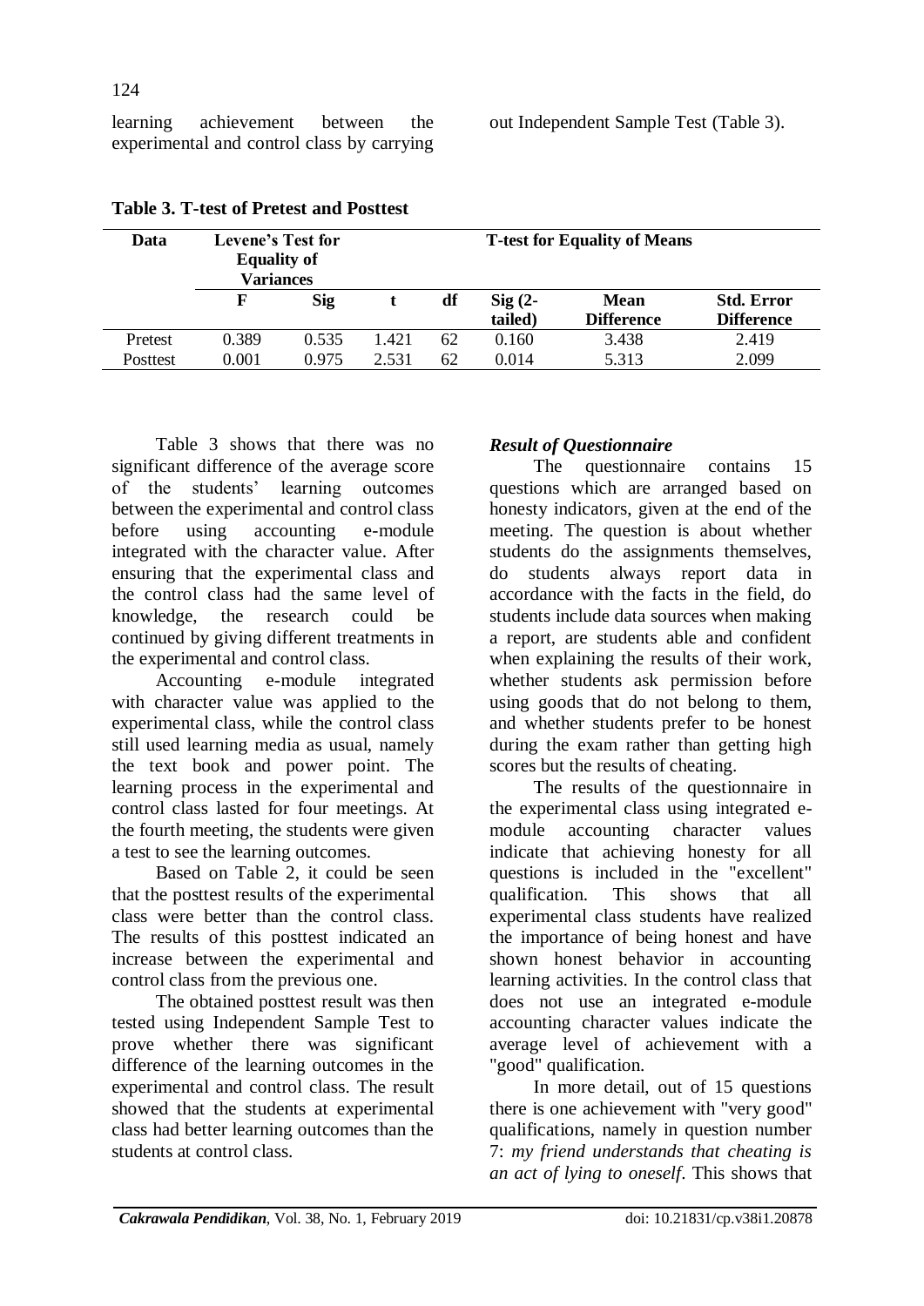learning achievement between the experimental and control class by carrying out Independent Sample Test (Table 3).

**Table 3. T-test of Pretest and Posttest**

| Data | Levene's Test for Equality of Variances | | T-test for Equality of Means | | | | |
|---|---|---|---|---|---|---|---|
| | F | Sig | t | df | Sig (2-tailed) | Mean Difference | Std. Error Difference |
| Pretest | 0.389 | 0.535 | 1.421 | 62 | 0.160 | 3.438 | 2.419 |
| Posttest | 0.001 | 0.975 | 2.531 | 62 | 0.014 | 5.313 | 2.099 |

Table 3 shows that there was no significant difference of the average score of the students' learning outcomes between the experimental and control class before using accounting e-module integrated with the character value. After ensuring that the experimental class and the control class had the same level of knowledge, the research could be continued by giving different treatments in the experimental and control class.

Accounting e-module integrated with character value was applied to the experimental class, while the control class still used learning media as usual, namely the text book and power point. The learning process in the experimental and control class lasted for four meetings. At the fourth meeting, the students were given a test to see the learning outcomes.

Based on Table 2, it could be seen that the posttest results of the experimental class were better than the control class. The results of this posttest indicated an increase between the experimental and control class from the previous one.

The obtained posttest result was then tested using Independent Sample Test to prove whether there was significant difference of the learning outcomes in the experimental and control class. The result showed that the students at experimental class had better learning outcomes than the students at control class.

### *Result of Questionnaire*

The questionnaire contains 15 questions which are arranged based on honesty indicators, given at the end of the meeting. The question is about whether students do the assignments themselves, do students always report data in accordance with the facts in the field, do students include data sources when making a report, are students able and confident when explaining the results of their work, whether students ask permission before using goods that do not belong to them, and whether students prefer to be honest during the exam rather than getting high scores but the results of cheating.

The results of the questionnaire in the experimental class using integrated e-module accounting character values indicate that achieving honesty for all questions is included in the "excellent" qualification. This shows that all experimental class students have realized the importance of being honest and have shown honest behavior in accounting learning activities. In the control class that does not use an integrated e-module accounting character values indicate the average level of achievement with a "good" qualification.

In more detail, out of 15 questions there is one achievement with "very good" qualifications, namely in question number 7: *my friend understands that cheating is an act of lying to oneself*. This shows that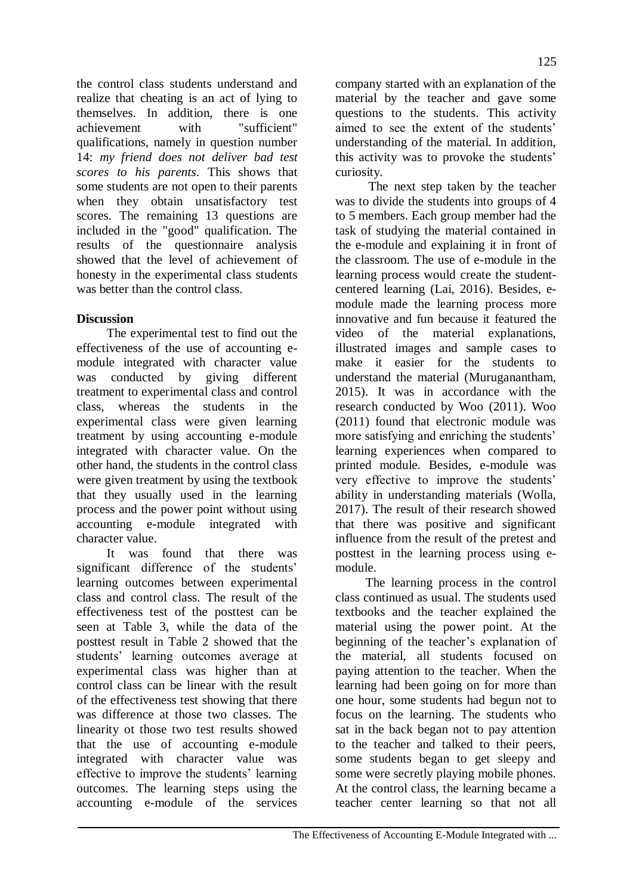the control class students understand and realize that cheating is an act of lying to themselves. In addition, there is one achievement with "sufficient" qualifications, namely in question number 14: *my friend does not deliver bad test scores to his parents*. This shows that some students are not open to their parents when they obtain unsatisfactory test scores. The remaining 13 questions are included in the "good" qualification. The results of the questionnaire analysis showed that the level of achievement of honesty in the experimental class students was better than the control class.

## Discussion

The experimental test to find out the effectiveness of the use of accounting e-module integrated with character value was conducted by giving different treatment to experimental class and control class, whereas the students in the experimental class were given learning treatment by using accounting e-module integrated with character value. On the other hand, the students in the control class were given treatment by using the textbook that they usually used in the learning process and the power point without using accounting e-module integrated with character value.

It was found that there was significant difference of the students' learning outcomes between experimental class and control class. The result of the effectiveness test of the posttest can be seen at Table 3, while the data of the posttest result in Table 2 showed that the students' learning outcomes average at experimental class was higher than at control class can be linear with the result of the effectiveness test showing that there was difference at those two classes. The linearity ot those two test results showed that the use of accounting e-module integrated with character value was effective to improve the students' learning outcomes. The learning steps using the accounting e-module of the services company started with an explanation of the material by the teacher and gave some questions to the students. This activity aimed to see the extent of the students' understanding of the material. In addition, this activity was to provoke the students' curiosity.

The next step taken by the teacher was to divide the students into groups of 4 to 5 members. Each group member had the task of studying the material contained in the e-module and explaining it in front of the classroom. The use of e-module in the learning process would create the student-centered learning (Lai, 2016). Besides, e-module made the learning process more innovative and fun because it featured the video of the material explanations, illustrated images and sample cases to make it easier for the students to understand the material (Muruganantham, 2015). It was in accordance with the research conducted by Woo (2011). Woo (2011) found that electronic module was more satisfying and enriching the students' learning experiences when compared to printed module. Besides, e-module was very effective to improve the students' ability in understanding materials (Wolla, 2017). The result of their research showed that there was positive and significant influence from the result of the pretest and posttest in the learning process using e-module.

The learning process in the control class continued as usual. The students used textbooks and the teacher explained the material using the power point. At the beginning of the teacher's explanation of the material, all students focused on paying attention to the teacher. When the learning had been going on for more than one hour, some students had begun not to focus on the learning. The students who sat in the back began not to pay attention to the teacher and talked to their peers, some students began to get sleepy and some were secretly playing mobile phones. At the control class, the learning became a teacher center learning so that not all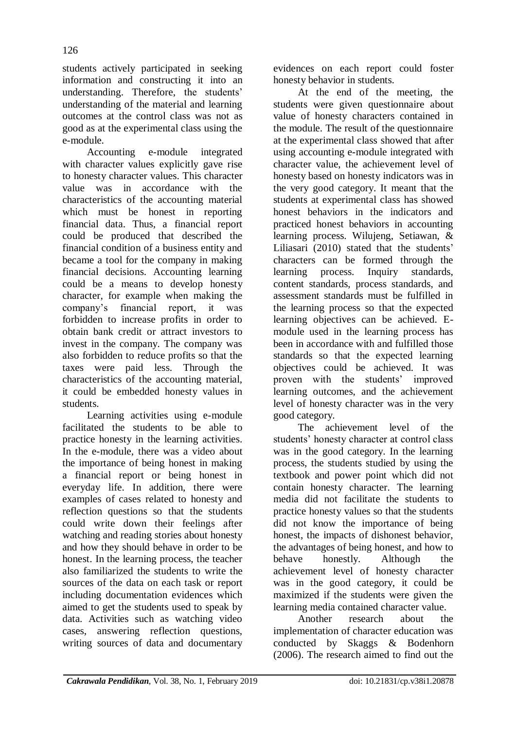students actively participated in seeking information and constructing it into an understanding. Therefore, the students' understanding of the material and learning outcomes at the control class was not as good as at the experimental class using the e-module.

Accounting e-module integrated with character values explicitly gave rise to honesty character values. This character value was in accordance with the characteristics of the accounting material which must be honest in reporting financial data. Thus, a financial report could be produced that described the financial condition of a business entity and became a tool for the company in making financial decisions. Accounting learning could be a means to develop honesty character, for example when making the company's financial report, it was forbidden to increase profits in order to obtain bank credit or attract investors to invest in the company. The company was also forbidden to reduce profits so that the taxes were paid less. Through the characteristics of the accounting material, it could be embedded honesty values in students.

Learning activities using e-module facilitated the students to be able to practice honesty in the learning activities. In the e-module, there was a video about the importance of being honest in making a financial report or being honest in everyday life. In addition, there were examples of cases related to honesty and reflection questions so that the students could write down their feelings after watching and reading stories about honesty and how they should behave in order to be honest. In the learning process, the teacher also familiarized the students to write the sources of the data on each task or report including documentation evidences which aimed to get the students used to speak by data. Activities such as watching video cases, answering reflection questions, writing sources of data and documentary evidences on each report could foster honesty behavior in students.

At the end of the meeting, the students were given questionnaire about value of honesty characters contained in the module. The result of the questionnaire at the experimental class showed that after using accounting e-module integrated with character value, the achievement level of honesty based on honesty indicators was in the very good category. It meant that the students at experimental class has showed honest behaviors in the indicators and practiced honest behaviors in accounting learning process. Wilujeng, Setiawan, & Liliasari (2010) stated that the students' characters can be formed through the learning process. Inquiry standards, content standards, process standards, and assessment standards must be fulfilled in the learning process so that the expected learning objectives can be achieved. E-module used in the learning process has been in accordance with and fulfilled those standards so that the expected learning objectives could be achieved. It was proven with the students' improved learning outcomes, and the achievement level of honesty character was in the very good category.

The achievement level of the students' honesty character at control class was in the good category. In the learning process, the students studied by using the textbook and power point which did not contain honesty character. The learning media did not facilitate the students to practice honesty values so that the students did not know the importance of being honest, the impacts of dishonest behavior, the advantages of being honest, and how to behave honestly. Although the achievement level of honesty character was in the good category, it could be maximized if the students were given the learning media contained character value.

Another research about the implementation of character education was conducted by Skaggs & Bodenhorn (2006). The research aimed to find out the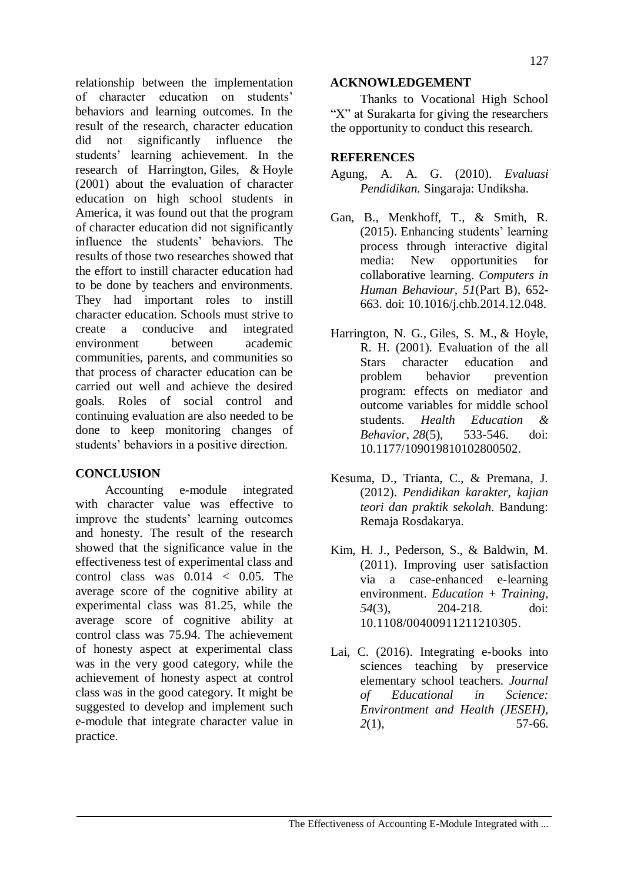relationship between the implementation of character education on students' behaviors and learning outcomes. In the result of the research, character education did not significantly influence the students' learning achievement. In the research of Harrington, Giles, & Hoyle (2001) about the evaluation of character education on high school students in America, it was found out that the program of character education did not significantly influence the students' behaviors. The results of those two researches showed that the effort to instill character education had to be done by teachers and environments. They had important roles to instill character education. Schools must strive to create a conducive and integrated environment between academic communities, parents, and communities so that process of character education can be carried out well and achieve the desired goals. Roles of social control and continuing evaluation are also needed to be done to keep monitoring changes of students' behaviors in a positive direction.

## CONCLUSION

Accounting e-module integrated with character value was effective to improve the students' learning outcomes and honesty. The result of the research showed that the significance value in the effectiveness test of experimental class and control class was $0.014 < 0.05$. The average score of the cognitive ability at experimental class was 81.25, while the average score of cognitive ability at control class was 75.94. The achievement of honesty aspect at experimental class was in the very good category, while the achievement of honesty aspect at control class was in the good category. It might be suggested to develop and implement such e-module that integrate character value in practice.

## ACKNOWLEDGEMENT

Thanks to Vocational High School "X" at Surakarta for giving the researchers the opportunity to conduct this research.

## REFERENCES

Agung, A. A. G. (2010). *Evaluasi Pendidikan.* Singaraja: Undiksha.

Gan, B., Menkhoff, T., & Smith, R. (2015). Enhancing students' learning process through interactive digital media: New opportunities for collaborative learning. *Computers in Human Behaviour, 51*(Part B), 652-663. doi: 10.1016/j.chb.2014.12.048.

Harrington, N. G., Giles, S. M., & Hoyle, R. H. (2001). Evaluation of the all Stars character education and problem behavior prevention program: effects on mediator and outcome variables for middle school students. *Health Education & Behavior, 28*(5), 533-546. doi: 10.1177/109019810102800502.

Kesuma, D., Trianta, C., & Premana, J. (2012). *Pendidikan karakter, kajian teori dan praktik sekolah.* Bandung: Remaja Rosdakarya.

Kim, H. J., Pederson, S., & Baldwin, M. (2011). Improving user satisfaction via a case-enhanced e-learning environment. *Education + Training, 54*(3), 204-218. doi: 10.1108/00400911211210305.

Lai, C. (2016). Integrating e-books into sciences teaching by preservice elementary school teachers. *Journal of Educational in Science: Environtment and Health (JESEH), 2*(1), 57-66.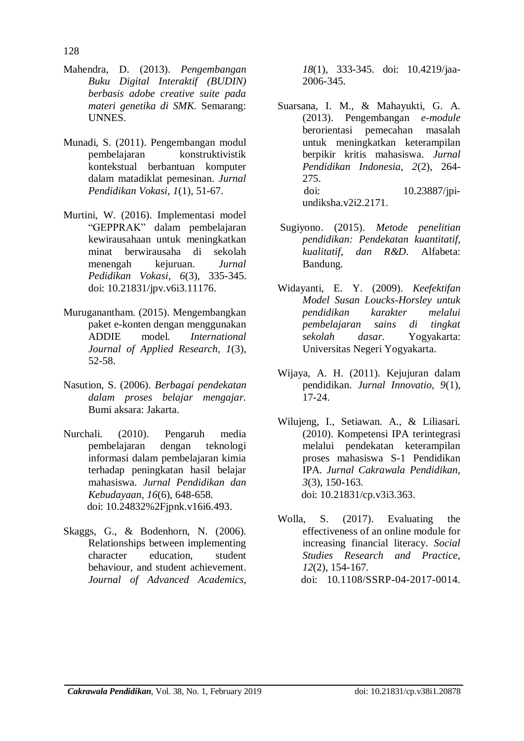Mahendra, D. (2013). *Pengembangan Buku Digital Interaktif (BUDIN) berbasis adobe creative suite pada materi genetika di SMK.* Semarang: UNNES.

Munadi, S. (2011). Pengembangan modul pembelajaran konstruktivistik kontekstual berbantuan komputer dalam matadiklat pemesinan. *Jurnal Pendidikan Vokasi, 1*(1), 51-67.

Murtini, W. (2016). Implementasi model "GEPPRAK" dalam pembelajaran kewirausahaan untuk meningkatkan minat berwirausaha di sekolah menengah kejuruan. *Jurnal Pedidikan Vokasi*, *6*(3), 335-345. doi: 10.21831/jpv.v6i3.11176.

Muruganantham. (2015). Mengembangkan paket e-konten dengan menggunakan ADDIE model. *International Journal of Applied Research, 1*(3), 52-58.

Nasution, S. (2006). *Berbagai pendekatan dalam proses belajar mengajar.* Bumi aksara: Jakarta.

Nurchali. (2010). Pengaruh media pembelajaran dengan teknologi informasi dalam pembelajaran kimia terhadap peningkatan hasil belajar mahasiswa. *Jurnal Pendidikan dan Kebudayaan, 16*(6), 648-658. doi: 10.24832%2Fjpnk.v16i6.493.

Skaggs, G., & Bodenhorn, N. (2006). Relationships between implementing character education, student behaviour, and student achievement. *Journal of Advanced Academics, 18*(1), 333-345. doi: 10.4219/jaa-2006-345.

Suarsana, I. M., & Mahayukti, G. A. (2013). Pengembangan *e-module* berorientasi pemecahan masalah untuk meningkatkan keterampilan berpikir kritis mahasiswa. *Jurnal Pendidikan Indonesia, 2*(2), 264-275. doi: 10.23887/jpi-undiksha.v2i2.2171.

Sugiyono. (2015). *Metode penelitian pendidikan: Pendekatan kuantitatif, kualitatif, dan R&D*. Alfabeta: Bandung.

Widayanti, E. Y. (2009). *Keefektifan Model Susan Loucks-Horsley untuk pendidikan karakter melalui pembelajaran sains di tingkat sekolah dasar.* Yogyakarta: Universitas Negeri Yogyakarta.

Wijaya, A. H. (2011). Kejujuran dalam pendidikan. *Jurnal Innovatio, 9*(1), 17-24.

Wilujeng, I., Setiawan. A., & Liliasari. (2010). Kompetensi IPA terintegrasi melalui pendekatan keterampilan proses mahasiswa S-1 Pendidikan IPA. *Jurnal Cakrawala Pendidikan, 3*(3), 150-163. doi: 10.21831/cp.v3i3.363.

Wolla, S. (2017). Evaluating the effectiveness of an online module for increasing financial literacy. *Social Studies Research and Practice*, *12*(2), 154-167. doi: 10.1108/SSRP-04-2017-0014.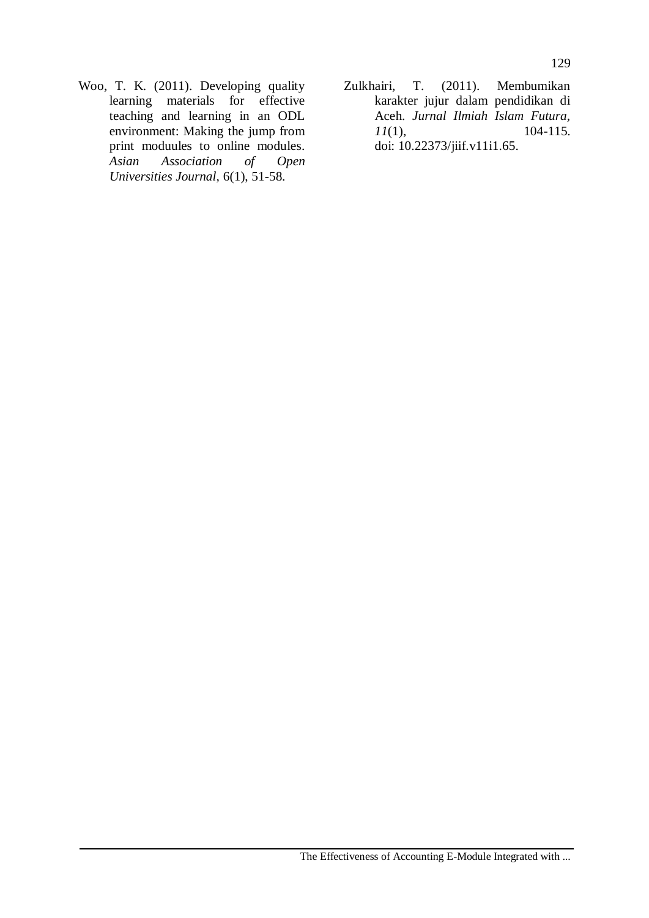Woo, T. K. (2011). Developing quality learning materials for effective teaching and learning in an ODL environment: Making the jump from print moduules to online modules. *Asian Association of Open Universities Journal*, 6(1), 51-58.

Zulkhairi, T. (2011). Membumikan karakter jujur dalam pendidikan di Aceh. *Jurnal Ilmiah Islam Futura*, *11*(1), 104-115. doi: 10.22373/jiif.v11i1.65.